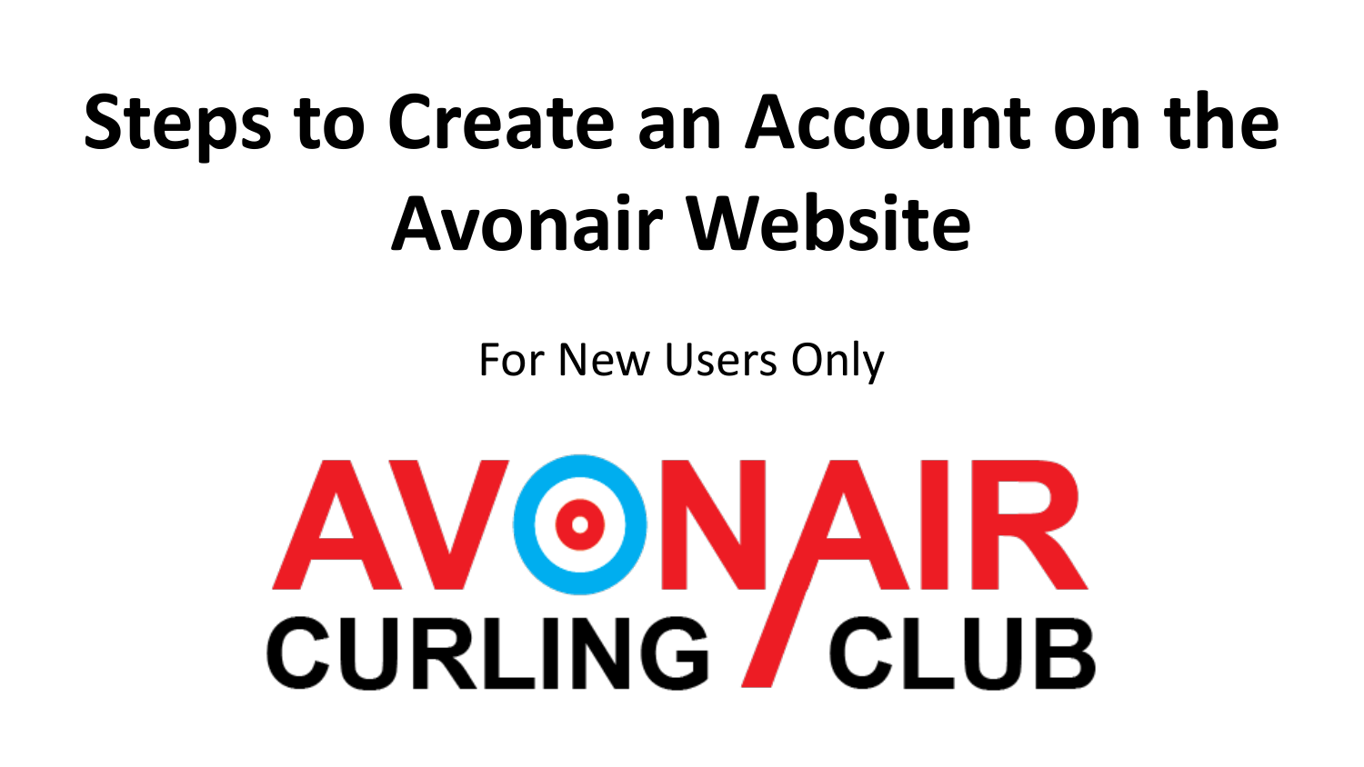# Steps to Create an Account on the Avonair Website

For New Users Only

AVONAIR CURLING CLUB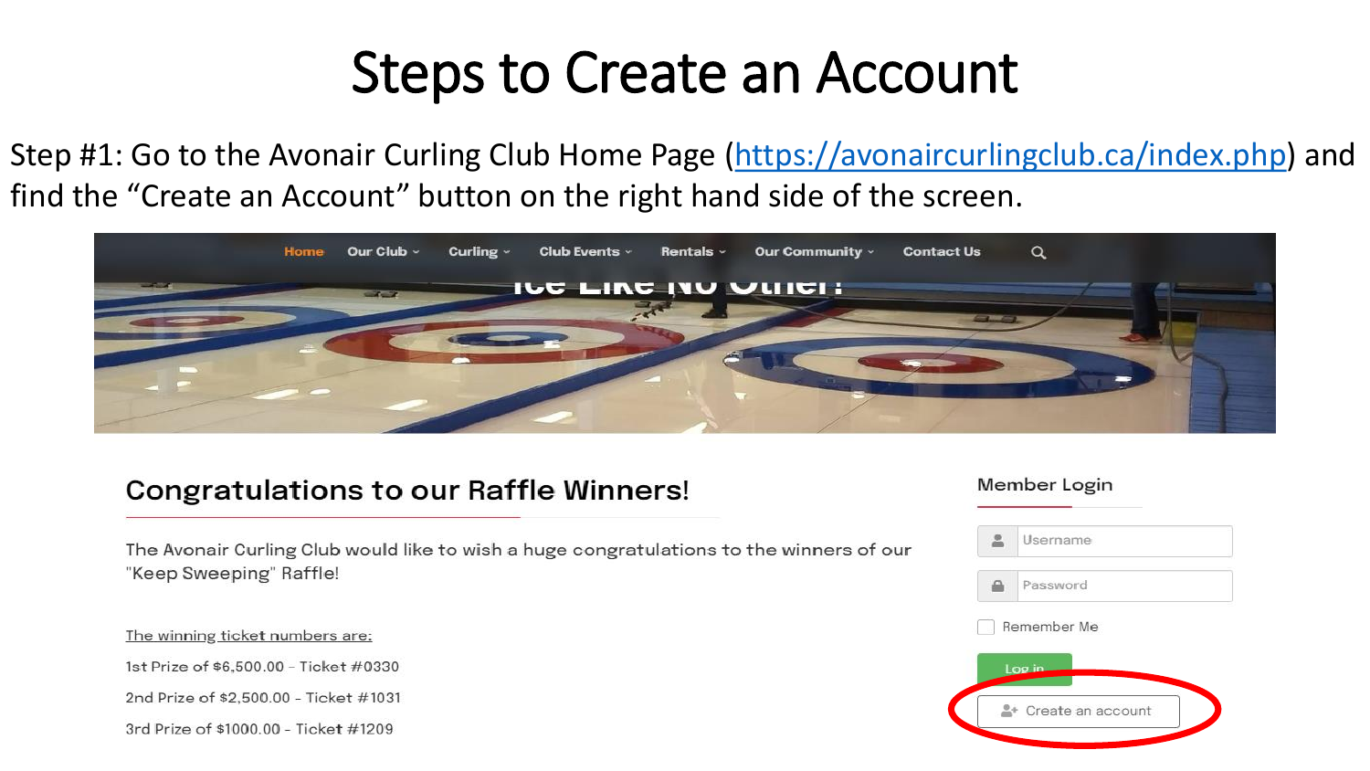# Steps to Create an Account

Step #1: Go to the Avonair Curling Club Home Page (https://avonaircurlingclub.ca/index.php) and find the “Create an Account” button on the right hand side of the screen.

Home | Our Club | Curling | Club Events | Rentals | Our Community | Contact Us

## Congratulations to our Raffle Winners!

The Avonair Curling Club would like to wish a huge congratulations to the winners of our "Keep Sweeping" Raffle!

The winning ticket numbers are:

1st Prize of $6,500.00 - Ticket #0330

2nd Prize of $2,500.00 - Ticket #1031

3rd Prize of $1000.00 - Ticket #1209

### Member Login

Username

Password

Remember Me

Log in

Create an account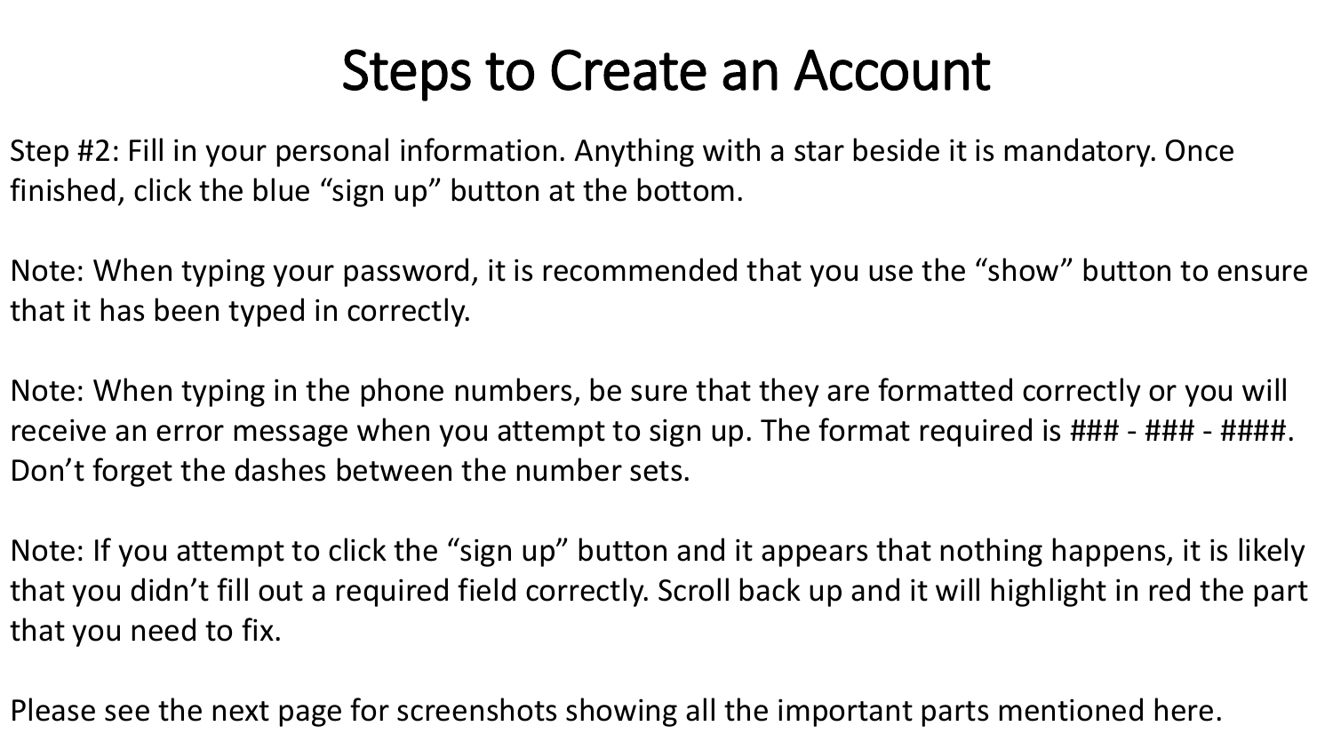# Steps to Create an Account

Step #2: Fill in your personal information. Anything with a star beside it is mandatory. Once finished, click the blue “sign up” button at the bottom.

Note: When typing your password, it is recommended that you use the “show” button to ensure that it has been typed in correctly.

Note: When typing in the phone numbers, be sure that they are formatted correctly or you will receive an error message when you attempt to sign up. The format required is ### - ### - ####. Don’t forget the dashes between the number sets.

Note: If you attempt to click the “sign up” button and it appears that nothing happens, it is likely that you didn’t fill out a required field correctly. Scroll back up and it will highlight in red the part that you need to fix.

Please see the next page for screenshots showing all the important parts mentioned here.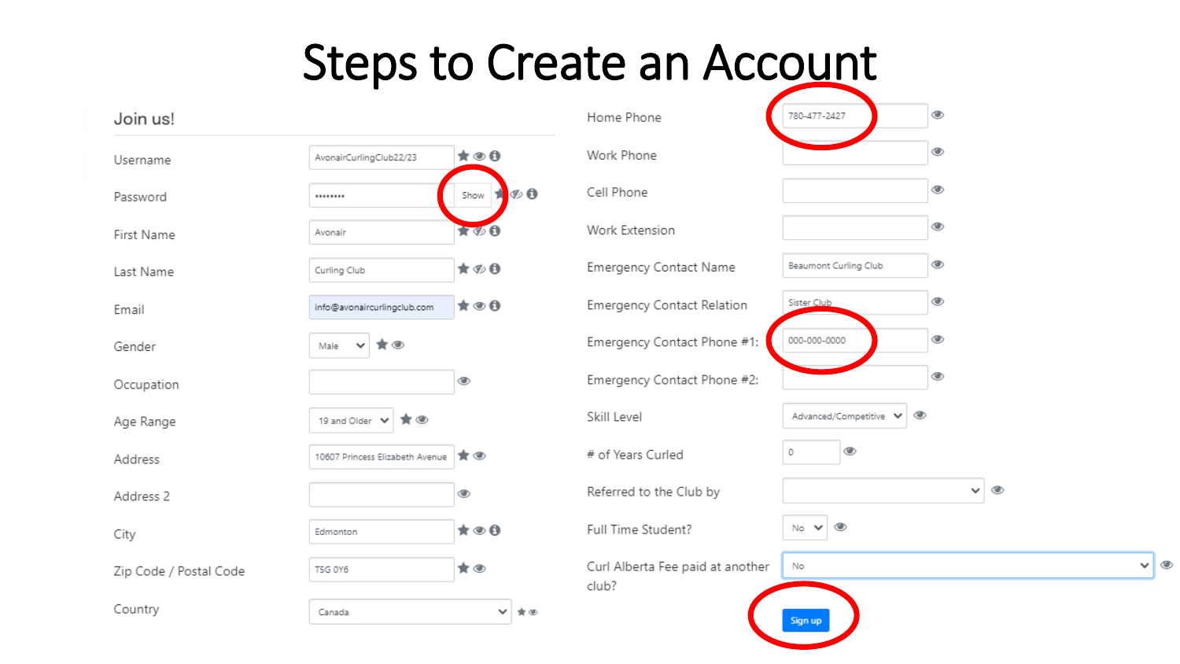# Steps to Create an Account

## Join us!

| Field | Value |
| --- | --- |
| Username | AvonairCurlingClub22/23 |
| Password | •••••••• (Show) |
| First Name | Avonair |
| Last Name | Curling Club |
| Email | info@avonaircurlingclub.com |
| Gender | Male |
| Occupation | |
| Age Range | 19 and Older |
| Address | 10607 Princess Elizabeth Avenue |
| Address 2 | |
| City | Edmonton |
| Zip Code / Postal Code | T5G 0Y6 |
| Country | Canada |

| Field | Value |
| --- | --- |
| Home Phone | 780-477-2427 |
| Work Phone | |
| Cell Phone | |
| Work Extension | |
| Emergency Contact Name | Beaumont Curling Club |
| Emergency Contact Relation | Sister Club |
| Emergency Contact Phone #1: | 000-000-0000 |
| Emergency Contact Phone #2: | |
| Skill Level | Advanced/Competitive |
| # of Years Curled | 0 |
| Referred to the Club by | |
| Full Time Student? | No |
| Curl Alberta Fee paid at another club? | No |

Sign up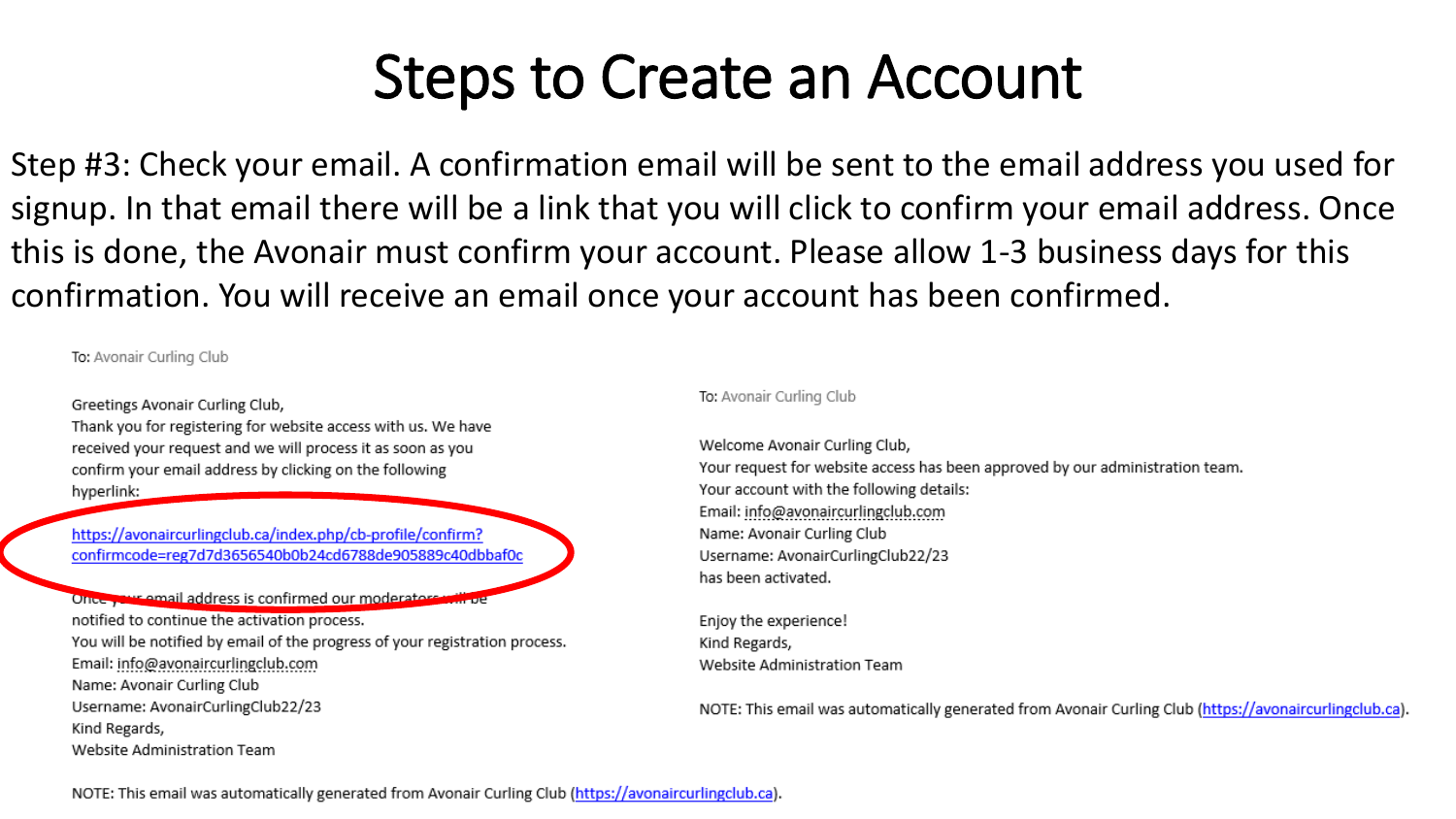# Steps to Create an Account

Step #3: Check your email. A confirmation email will be sent to the email address you used for signup. In that email there will be a link that you will click to confirm your email address. Once this is done, the Avonair must confirm your account. Please allow 1-3 business days for this confirmation. You will receive an email once your account has been confirmed.

To: Avonair Curling Club

Greetings Avonair Curling Club,
Thank you for registering for website access with us. We have received your request and we will process it as soon as you confirm your email address by clicking on the following hyperlink:

https://avonaircurlingclub.ca/index.php/cb-profile/confirm?confirmcode=reg7d7d3656540b0b24cd6788de905889c40dbbaf0c

Once your email address is confirmed our moderators will be notified to continue the activation process.
You will be notified by email of the progress of your registration process.
Email: info@avonaircurlingclub.com
Name: Avonair Curling Club
Username: AvonairCurlingClub22/23
Kind Regards,
Website Administration Team

NOTE: This email was automatically generated from Avonair Curling Club (https://avonaircurlingclub.ca).

To: Avonair Curling Club

Welcome Avonair Curling Club,
Your request for website access has been approved by our administration team.
Your account with the following details:
Email: info@avonaircurlingclub.com
Name: Avonair Curling Club
Username: AvonairCurlingClub22/23
has been activated.

Enjoy the experience!
Kind Regards,
Website Administration Team

NOTE: This email was automatically generated from Avonair Curling Club (https://avonaircurlingclub.ca).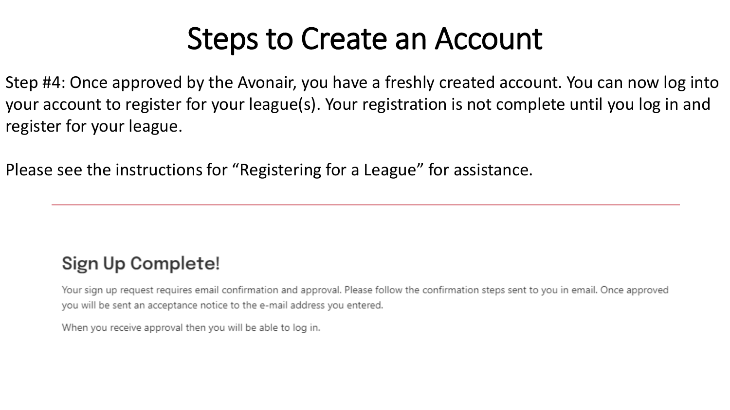# Steps to Create an Account

Step #4: Once approved by the Avonair, you have a freshly created account. You can now log into your account to register for your league(s). Your registration is not complete until you log in and register for your league.

Please see the instructions for “Registering for a League” for assistance.

---

## Sign Up Complete!

Your sign up request requires email confirmation and approval. Please follow the confirmation steps sent to you in email. Once approved you will be sent an acceptance notice to the e-mail address you entered.

When you receive approval then you will be able to log in.